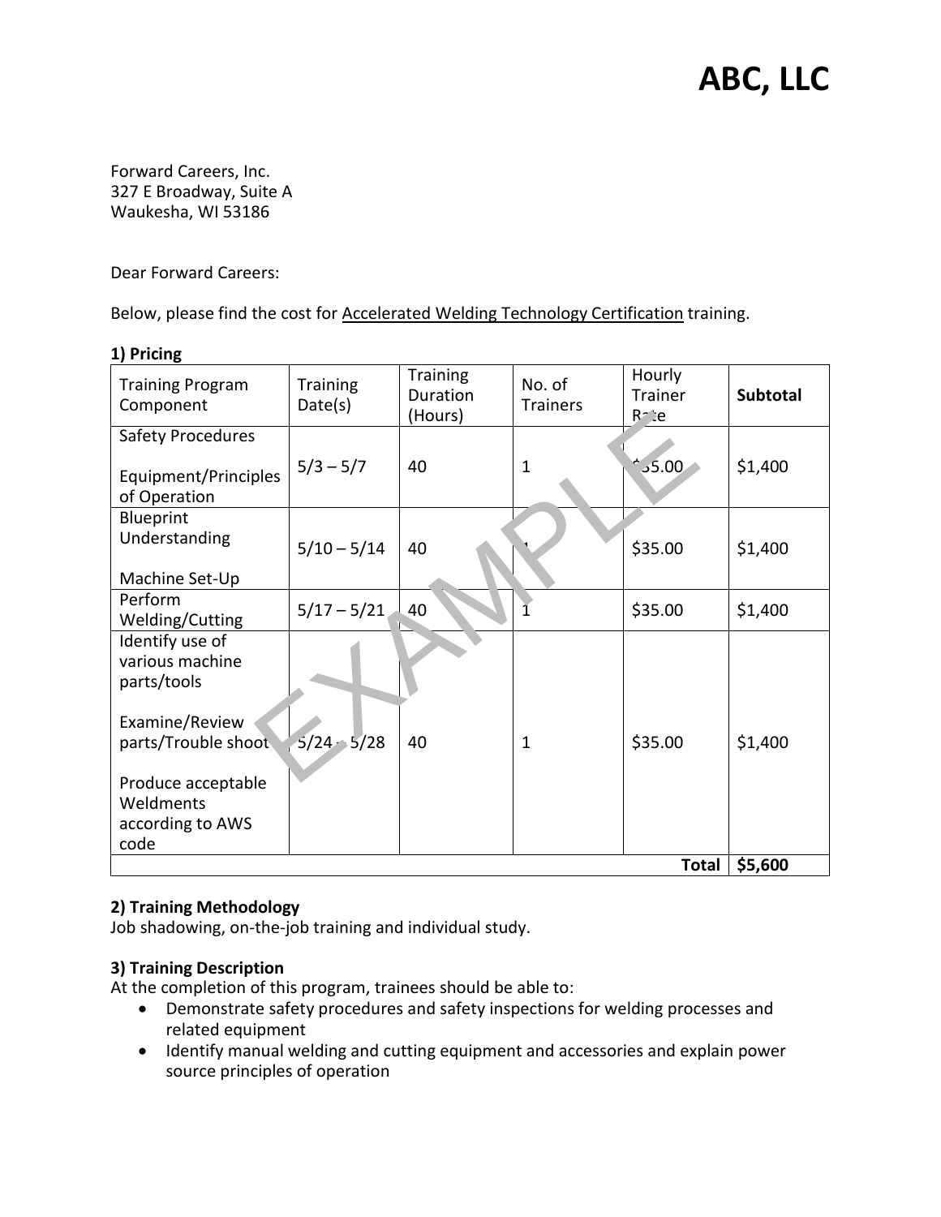# ABC, LLC

Forward Careers, Inc.
327 E Broadway, Suite A
Waukesha, WI 53186

Dear Forward Careers:

Below, please find the cost for Accelerated Welding Technology Certification training.

**1) Pricing**

| Training Program Component | Training Date(s) | Training Duration (Hours) | No. of Trainers | Hourly Trainer Rate | **Subtotal** |
|---|---|---|---|---|---|
| Safety Procedures<br><br>Equipment/Principles of Operation | 5/3 – 5/7 | 40 | 1 | $35.00 | $1,400 |
| Blueprint Understanding<br><br>Machine Set-Up | 5/10 – 5/14 | 40 | 1 | $35.00 | $1,400 |
| Perform Welding/Cutting | 5/17 – 5/21 | 40 | 1 | $35.00 | $1,400 |
| Identify use of various machine parts/tools<br><br>Examine/Review parts/Trouble shoot<br><br>Produce acceptable Weldments according to AWS code | 5/24 – 5/28 | 40 | 1 | $35.00 | $1,400 |
| | | | | **Total** | **$5,600** |

**2) Training Methodology**
Job shadowing, on-the-job training and individual study.

**3) Training Description**
At the completion of this program, trainees should be able to:

- Demonstrate safety procedures and safety inspections for welding processes and related equipment
- Identify manual welding and cutting equipment and accessories and explain power source principles of operation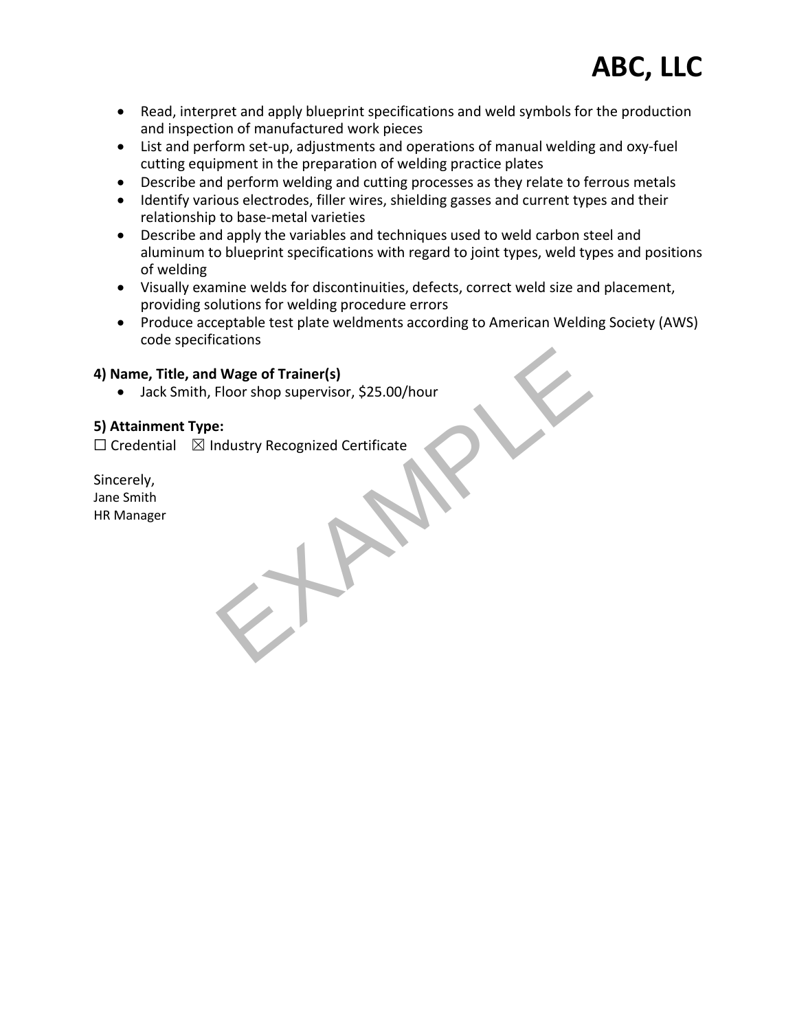- Read, interpret and apply blueprint specifications and weld symbols for the production and inspection of manufactured work pieces
- List and perform set-up, adjustments and operations of manual welding and oxy-fuel cutting equipment in the preparation of welding practice plates
- Describe and perform welding and cutting processes as they relate to ferrous metals
- Identify various electrodes, filler wires, shielding gasses and current types and their relationship to base-metal varieties
- Describe and apply the variables and techniques used to weld carbon steel and aluminum to blueprint specifications with regard to joint types, weld types and positions of welding
- Visually examine welds for discontinuities, defects, correct weld size and placement, providing solutions for welding procedure errors
- Produce acceptable test plate weldments according to American Welding Society (AWS) code specifications

**4) Name, Title, and Wage of Trainer(s)**

- Jack Smith, Floor shop supervisor, $25.00/hour

**5) Attainment Type:**

☐ Credential ☒ Industry Recognized Certificate

Sincerely,
Jane Smith
HR Manager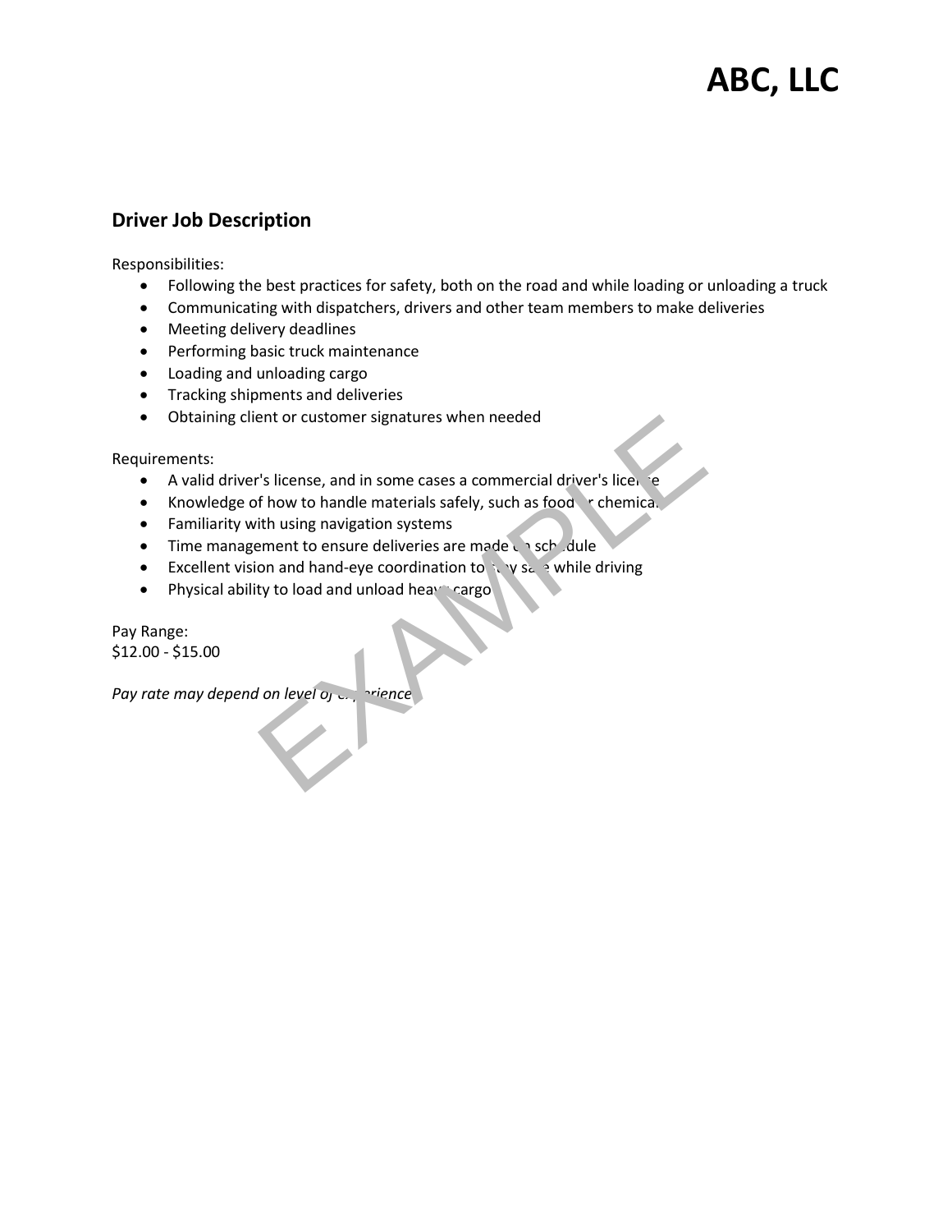# ABC, LLC

## Driver Job Description

Responsibilities:

- Following the best practices for safety, both on the road and while loading or unloading a truck
- Communicating with dispatchers, drivers and other team members to make deliveries
- Meeting delivery deadlines
- Performing basic truck maintenance
- Loading and unloading cargo
- Tracking shipments and deliveries
- Obtaining client or customer signatures when needed

Requirements:

- A valid driver's license, and in some cases a commercial driver's license
- Knowledge of how to handle materials safely, such as food or chemicals
- Familiarity with using navigation systems
- Time management to ensure deliveries are made on schedule
- Excellent vision and hand-eye coordination to stay safe while driving
- Physical ability to load and unload heavy cargo

Pay Range:
$12.00 - $15.00

*Pay rate may depend on level of experience*

EXAMPLE